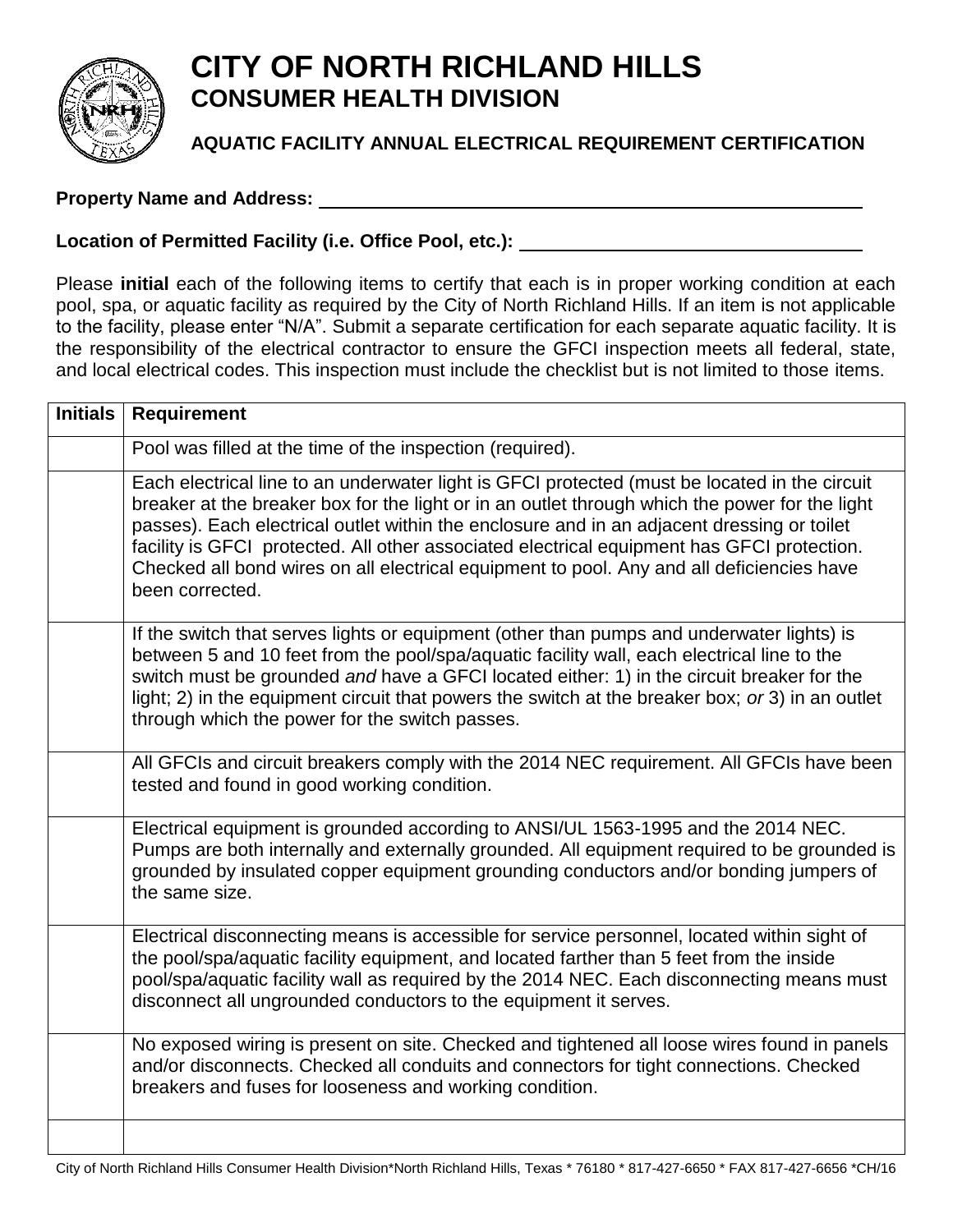# CITY OF NORTH RICHLAND HILLS

## CONSUMER HEALTH DIVISION

### AQUATIC FACILITY ANNUAL ELECTRICAL REQUIREMENT CERTIFICATION

**Property Name and Address:** ______________________________

**Location of Permitted Facility (i.e. Office Pool, etc.):** ______________________________

Please **initial** each of the following items to certify that each is in proper working condition at each pool, spa, or aquatic facility as required by the City of North Richland Hills. If an item is not applicable to the facility, please enter "N/A". Submit a separate certification for each separate aquatic facility. It is the responsibility of the electrical contractor to ensure the GFCI inspection meets all federal, state, and local electrical codes. This inspection must include the checklist but is not limited to those items.

| Initials | Requirement |
|---|---|
| | Pool was filled at the time of the inspection (required). |
| | Each electrical line to an underwater light is GFCI protected (must be located in the circuit breaker at the breaker box for the light or in an outlet through which the power for the light passes). Each electrical outlet within the enclosure and in an adjacent dressing or toilet facility is GFCI protected. All other associated electrical equipment has GFCI protection. Checked all bond wires on all electrical equipment to pool. Any and all deficiencies have been corrected. |
| | If the switch that serves lights or equipment (other than pumps and underwater lights) is between 5 and 10 feet from the pool/spa/aquatic facility wall, each electrical line to the switch must be grounded *and* have a GFCI located either: 1) in the circuit breaker for the light; 2) in the equipment circuit that powers the switch at the breaker box; *or* 3) in an outlet through which the power for the switch passes. |
| | All GFCIs and circuit breakers comply with the 2014 NEC requirement. All GFCIs have been tested and found in good working condition. |
| | Electrical equipment is grounded according to ANSI/UL 1563-1995 and the 2014 NEC. Pumps are both internally and externally grounded. All equipment required to be grounded is grounded by insulated copper equipment grounding conductors and/or bonding jumpers of the same size. |
| | Electrical disconnecting means is accessible for service personnel, located within sight of the pool/spa/aquatic facility equipment, and located farther than 5 feet from the inside pool/spa/aquatic facility wall as required by the 2014 NEC. Each disconnecting means must disconnect all ungrounded conductors to the equipment it serves. |
| | No exposed wiring is present on site. Checked and tightened all loose wires found in panels and/or disconnects. Checked all conduits and connectors for tight connections. Checked breakers and fuses for looseness and working condition. |
| | |

City of North Richland Hills Consumer Health Division*North Richland Hills, Texas * 76180 * 817-427-6650 * FAX 817-427-6656 *CH/16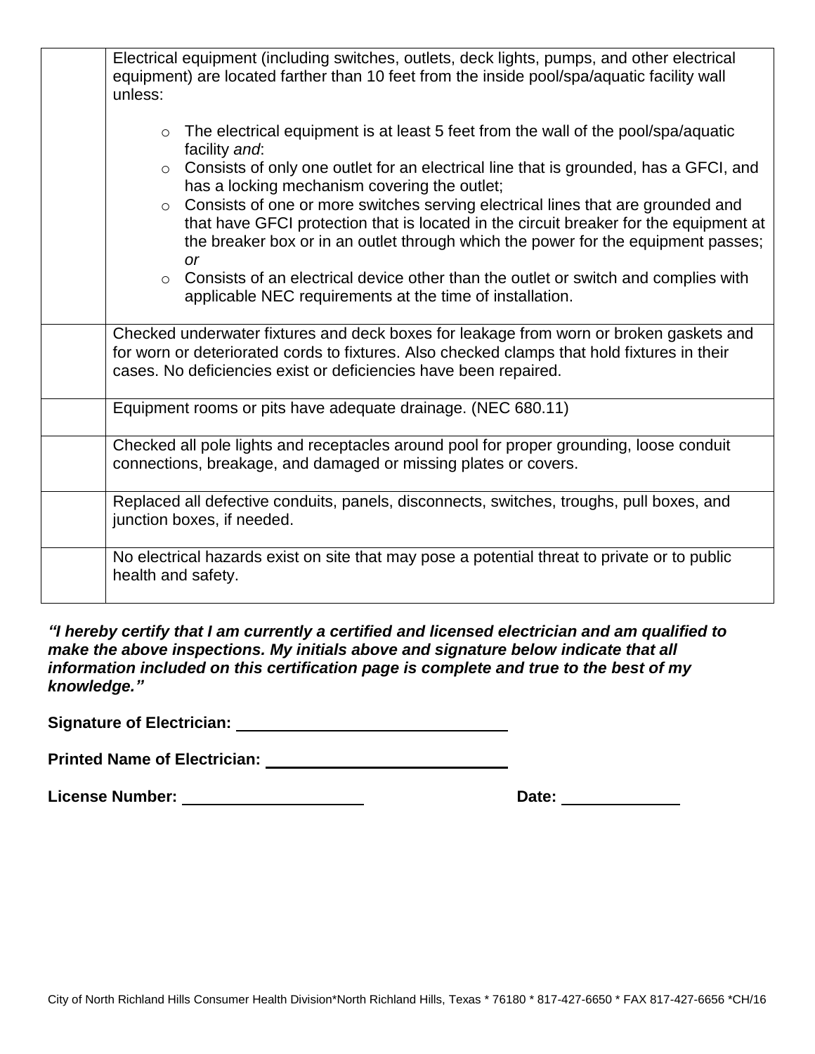| | |
|---|---|
| | Electrical equipment (including switches, outlets, deck lights, pumps, and other electrical equipment) are located farther than 10 feet from the inside pool/spa/aquatic facility wall unless:<br><br>○ The electrical equipment is at least 5 feet from the wall of the pool/spa/aquatic facility *and*:<br>○ Consists of only one outlet for an electrical line that is grounded, has a GFCI, and has a locking mechanism covering the outlet;<br>○ Consists of one or more switches serving electrical lines that are grounded and that have GFCI protection that is located in the circuit breaker for the equipment at the breaker box or in an outlet through which the power for the equipment passes; *or*<br>○ Consists of an electrical device other than the outlet or switch and complies with applicable NEC requirements at the time of installation. |
| | Checked underwater fixtures and deck boxes for leakage from worn or broken gaskets and for worn or deteriorated cords to fixtures. Also checked clamps that hold fixtures in their cases. No deficiencies exist or deficiencies have been repaired. |
| | Equipment rooms or pits have adequate drainage. (NEC 680.11) |
| | Checked all pole lights and receptacles around pool for proper grounding, loose conduit connections, breakage, and damaged or missing plates or covers. |
| | Replaced all defective conduits, panels, disconnects, switches, troughs, pull boxes, and junction boxes, if needed. |
| | No electrical hazards exist on site that may pose a potential threat to private or to public health and safety. |

***"I hereby certify that I am currently a certified and licensed electrician and am qualified to make the above inspections. My initials above and signature below indicate that all information included on this certification page is complete and true to the best of my knowledge."***

**Signature of Electrician:** ______________________________

**Printed Name of Electrician:** ___________________________

**License Number:** ____________________ **Date:** _____________

City of North Richland Hills Consumer Health Division*North Richland Hills, Texas * 76180 * 817-427-6650 * FAX 817-427-6656 *CH/16